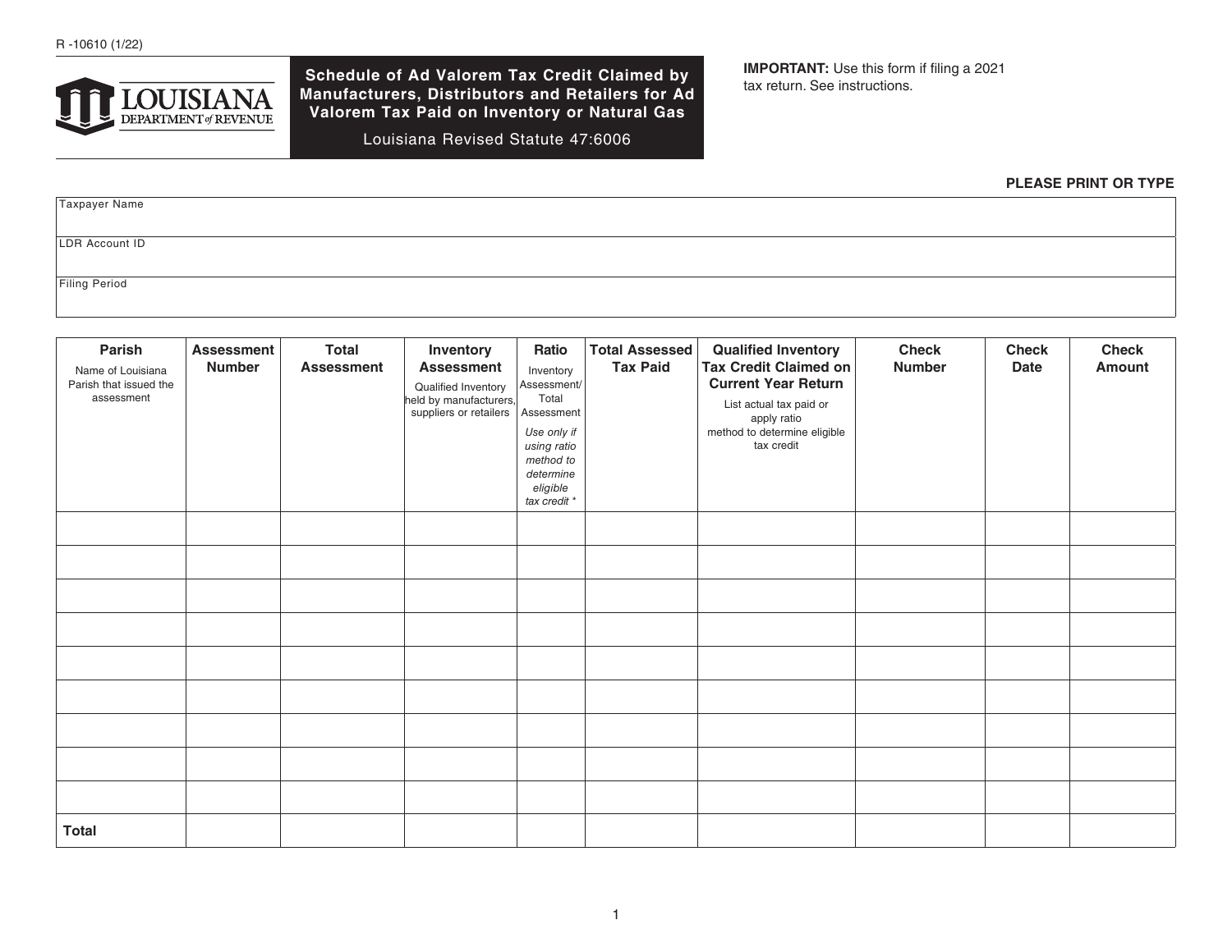R -10610 (1/22)

LOUISIANA DEPARTMENT of REVENUE

# Schedule of Ad Valorem Tax Credit Claimed by Manufacturers, Distributors and Retailers for Ad Valorem Tax Paid on Inventory or Natural Gas

Louisiana Revised Statute 47:6006

**IMPORTANT:** Use this form if filing a 2021 tax return. See instructions.

**PLEASE PRINT OR TYPE**

| Taxpayer Name |
|---|
| LDR Account ID |
| Filing Period |

| **Parish** Name of Louisiana Parish that issued the assessment | **Assessment Number** | **Total Assessment** | **Inventory Assessment** Qualified Inventory held by manufacturers, suppliers or retailers | **Ratio** Inventory Assessment/ Total Assessment *Use only if using ratio method to determine eligible tax credit ** | **Total Assessed Tax Paid** | **Qualified Inventory Tax Credit Claimed on Current Year Return** List actual tax paid or apply ratio method to determine eligible tax credit | **Check Number** | **Check Date** | **Check Amount** |
|---|---|---|---|---|---|---|---|---|---|
| | | | | | | | | | |
| | | | | | | | | | |
| | | | | | | | | | |
| | | | | | | | | | |
| | | | | | | | | | |
| | | | | | | | | | |
| | | | | | | | | | |
| | | | | | | | | | |
| | | | | | | | | | |
| **Total** | | | | | | | | | |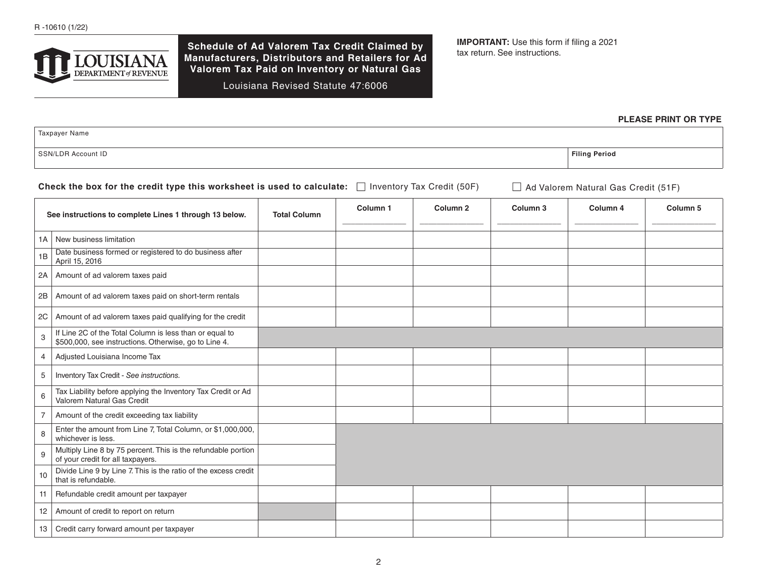R -10610 (1/22)

**LOUISIANA DEPARTMENT of REVENUE**

## Schedule of Ad Valorem Tax Credit Claimed by Manufacturers, Distributors and Retailers for Ad Valorem Tax Paid on Inventory or Natural Gas

Louisiana Revised Statute 47:6006

**IMPORTANT:** Use this form if filing a 2021 tax return. See instructions.

**PLEASE PRINT OR TYPE**

| Taxpayer Name | |
|---|---|
| SSN/LDR Account ID | **Filing Period** |

**Check the box for the credit type this worksheet is used to calculate:** ☐ Inventory Tax Credit (50F) ☐ Ad Valorem Natural Gas Credit (51F)

| | See instructions to complete Lines 1 through 13 below. | Total Column | Column 1 | Column 2 | Column 3 | Column 4 | Column 5 |
|---|---|---|---|---|---|---|---|
| 1A | New business limitation | | | | | | |
| 1B | Date business formed or registered to do business after April 15, 2016 | | | | | | |
| 2A | Amount of ad valorem taxes paid | | | | | | |
| 2B | Amount of ad valorem taxes paid on short-term rentals | | | | | | |
| 2C | Amount of ad valorem taxes paid qualifying for the credit | | | | | | |
| 3 | If Line 2C of the Total Column is less than or equal to $500,000, see instructions. Otherwise, go to Line 4. | | | | | | |
| 4 | Adjusted Louisiana Income Tax | | | | | | |
| 5 | Inventory Tax Credit - *See instructions.* | | | | | | |
| 6 | Tax Liability before applying the Inventory Tax Credit or Ad Valorem Natural Gas Credit | | | | | | |
| 7 | Amount of the credit exceeding tax liability | | | | | | |
| 8 | Enter the amount from Line 7, Total Column, or $1,000,000, whichever is less. | | | | | | |
| 9 | Multiply Line 8 by 75 percent. This is the refundable portion of your credit for all taxpayers. | | | | | | |
| 10 | Divide Line 9 by Line 7. This is the ratio of the excess credit that is refundable. | | | | | | |
| 11 | Refundable credit amount per taxpayer | | | | | | |
| 12 | Amount of credit to report on return | | | | | | |
| 13 | Credit carry forward amount per taxpayer | | | | | | |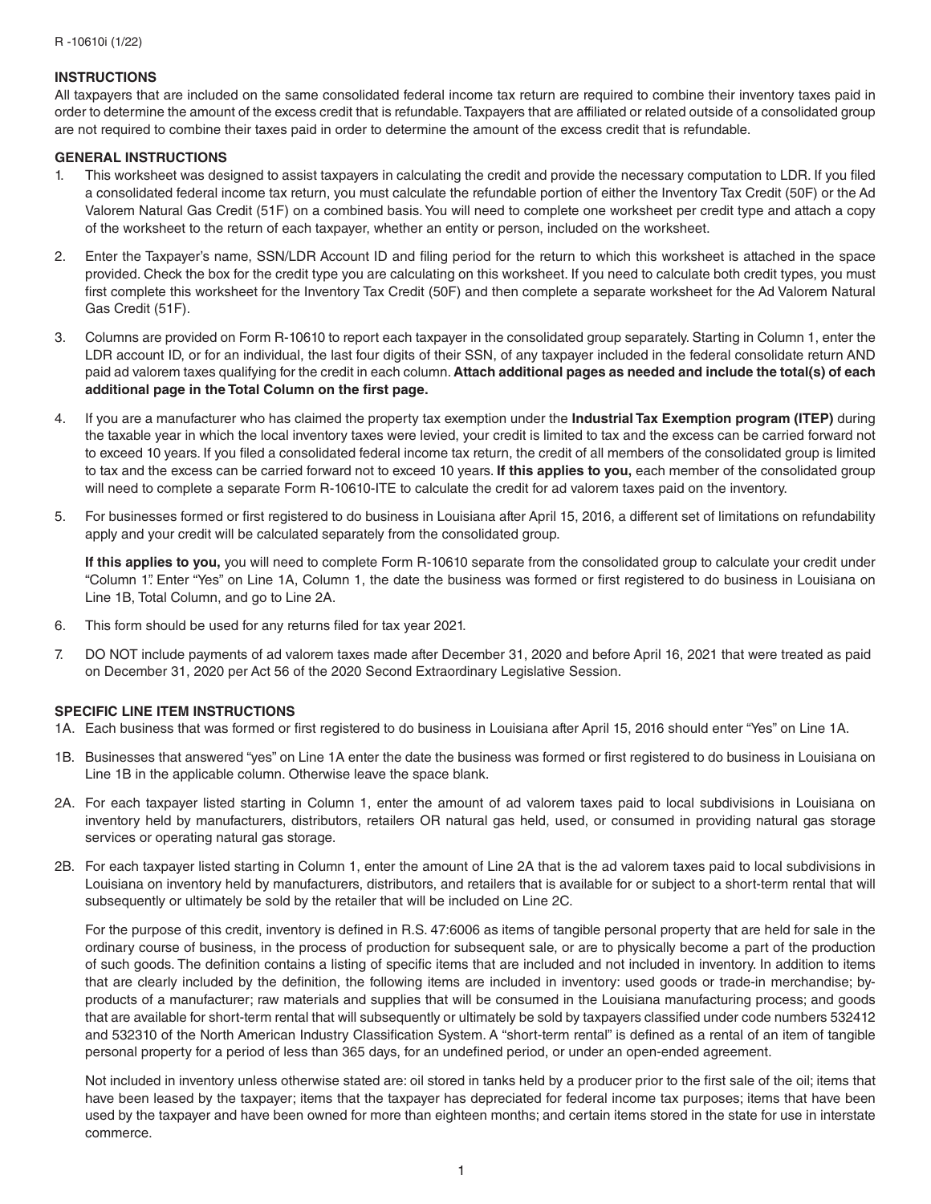R -10610i (1/22)

## INSTRUCTIONS

All taxpayers that are included on the same consolidated federal income tax return are required to combine their inventory taxes paid in order to determine the amount of the excess credit that is refundable. Taxpayers that are affiliated or related outside of a consolidated group are not required to combine their taxes paid in order to determine the amount of the excess credit that is refundable.

## GENERAL INSTRUCTIONS

1. This worksheet was designed to assist taxpayers in calculating the credit and provide the necessary computation to LDR. If you filed a consolidated federal income tax return, you must calculate the refundable portion of either the Inventory Tax Credit (50F) or the Ad Valorem Natural Gas Credit (51F) on a combined basis. You will need to complete one worksheet per credit type and attach a copy of the worksheet to the return of each taxpayer, whether an entity or person, included on the worksheet.

2. Enter the Taxpayer's name, SSN/LDR Account ID and filing period for the return to which this worksheet is attached in the space provided. Check the box for the credit type you are calculating on this worksheet. If you need to calculate both credit types, you must first complete this worksheet for the Inventory Tax Credit (50F) and then complete a separate worksheet for the Ad Valorem Natural Gas Credit (51F).

3. Columns are provided on Form R-10610 to report each taxpayer in the consolidated group separately. Starting in Column 1, enter the LDR account ID, or for an individual, the last four digits of their SSN, of any taxpayer included in the federal consolidate return AND paid ad valorem taxes qualifying for the credit in each column. **Attach additional pages as needed and include the total(s) of each additional page in the Total Column on the first page.**

4. If you are a manufacturer who has claimed the property tax exemption under the **Industrial Tax Exemption program (ITEP)** during the taxable year in which the local inventory taxes were levied, your credit is limited to tax and the excess can be carried forward not to exceed 10 years. If you filed a consolidated federal income tax return, the credit of all members of the consolidated group is limited to tax and the excess can be carried forward not to exceed 10 years. **If this applies to you,** each member of the consolidated group will need to complete a separate Form R-10610-ITE to calculate the credit for ad valorem taxes paid on the inventory.

5. For businesses formed or first registered to do business in Louisiana after April 15, 2016, a different set of limitations on refundability apply and your credit will be calculated separately from the consolidated group.

   **If this applies to you,** you will need to complete Form R-10610 separate from the consolidated group to calculate your credit under "Column 1". Enter "Yes" on Line 1A, Column 1, the date the business was formed or first registered to do business in Louisiana on Line 1B, Total Column, and go to Line 2A.

6. This form should be used for any returns filed for tax year 2021.

7. DO NOT include payments of ad valorem taxes made after December 31, 2020 and before April 16, 2021 that were treated as paid on December 31, 2020 per Act 56 of the 2020 Second Extraordinary Legislative Session.

## SPECIFIC LINE ITEM INSTRUCTIONS

1A. Each business that was formed or first registered to do business in Louisiana after April 15, 2016 should enter "Yes" on Line 1A.

1B. Businesses that answered "yes" on Line 1A enter the date the business was formed or first registered to do business in Louisiana on Line 1B in the applicable column. Otherwise leave the space blank.

2A. For each taxpayer listed starting in Column 1, enter the amount of ad valorem taxes paid to local subdivisions in Louisiana on inventory held by manufacturers, distributors, retailers OR natural gas held, used, or consumed in providing natural gas storage services or operating natural gas storage.

2B. For each taxpayer listed starting in Column 1, enter the amount of Line 2A that is the ad valorem taxes paid to local subdivisions in Louisiana on inventory held by manufacturers, distributors, and retailers that is available for or subject to a short-term rental that will subsequently or ultimately be sold by the retailer that will be included on Line 2C.

For the purpose of this credit, inventory is defined in R.S. 47:6006 as items of tangible personal property that are held for sale in the ordinary course of business, in the process of production for subsequent sale, or are to physically become a part of the production of such goods. The definition contains a listing of specific items that are included and not included in inventory. In addition to items that are clearly included by the definition, the following items are included in inventory: used goods or trade-in merchandise; by-products of a manufacturer; raw materials and supplies that will be consumed in the Louisiana manufacturing process; and goods that are available for short-term rental that will subsequently or ultimately be sold by taxpayers classified under code numbers 532412 and 532310 of the North American Industry Classification System. A "short-term rental" is defined as a rental of an item of tangible personal property for a period of less than 365 days, for an undefined period, or under an open-ended agreement.

Not included in inventory unless otherwise stated are: oil stored in tanks held by a producer prior to the first sale of the oil; items that have been leased by the taxpayer; items that the taxpayer has depreciated for federal income tax purposes; items that have been used by the taxpayer and have been owned for more than eighteen months; and certain items stored in the state for use in interstate commerce.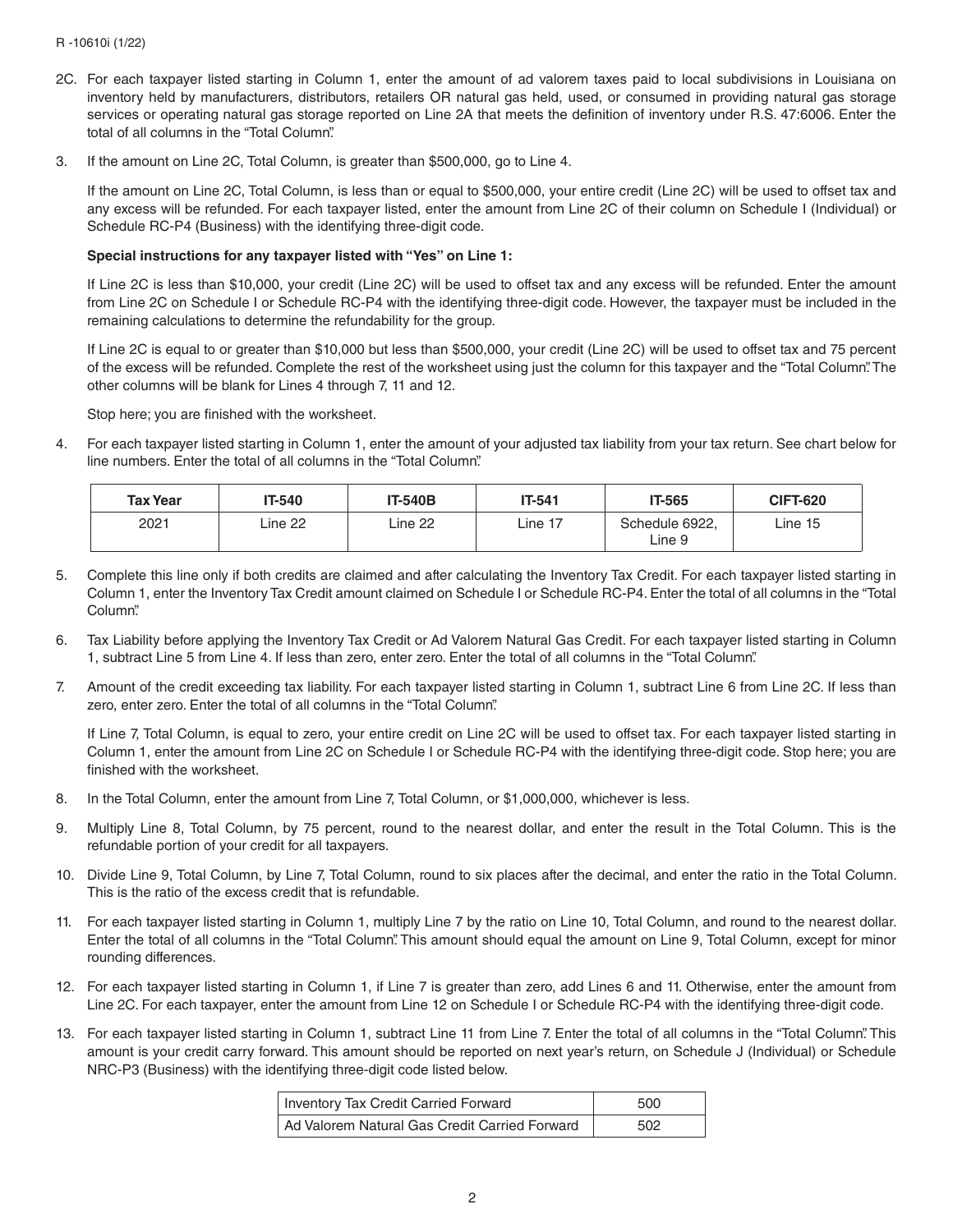2C. For each taxpayer listed starting in Column 1, enter the amount of ad valorem taxes paid to local subdivisions in Louisiana on inventory held by manufacturers, distributors, retailers OR natural gas held, used, or consumed in providing natural gas storage services or operating natural gas storage reported on Line 2A that meets the definition of inventory under R.S. 47:6006. Enter the total of all columns in the "Total Column".

3. If the amount on Line 2C, Total Column, is greater than $500,000, go to Line 4.

   If the amount on Line 2C, Total Column, is less than or equal to $500,000, your entire credit (Line 2C) will be used to offset tax and any excess will be refunded. For each taxpayer listed, enter the amount from Line 2C of their column on Schedule I (Individual) or Schedule RC-P4 (Business) with the identifying three-digit code.

   **Special instructions for any taxpayer listed with "Yes" on Line 1:**

   If Line 2C is less than $10,000, your credit (Line 2C) will be used to offset tax and any excess will be refunded. Enter the amount from Line 2C on Schedule I or Schedule RC-P4 with the identifying three-digit code. However, the taxpayer must be included in the remaining calculations to determine the refundability for the group.

   If Line 2C is equal to or greater than $10,000 but less than $500,000, your credit (Line 2C) will be used to offset tax and 75 percent of the excess will be refunded. Complete the rest of the worksheet using just the column for this taxpayer and the "Total Column". The other columns will be blank for Lines 4 through 7, 11 and 12.

   Stop here; you are finished with the worksheet.

4. For each taxpayer listed starting in Column 1, enter the amount of your adjusted tax liability from your tax return. See chart below for line numbers. Enter the total of all columns in the "Total Column".

| Tax Year | IT-540 | IT-540B | IT-541 | IT-565 | CIFT-620 |
|---|---|---|---|---|---|
| 2021 | Line 22 | Line 22 | Line 17 | Schedule 6922, Line 9 | Line 15 |

5. Complete this line only if both credits are claimed and after calculating the Inventory Tax Credit. For each taxpayer listed starting in Column 1, enter the Inventory Tax Credit amount claimed on Schedule I or Schedule RC-P4. Enter the total of all columns in the "Total Column".

6. Tax Liability before applying the Inventory Tax Credit or Ad Valorem Natural Gas Credit. For each taxpayer listed starting in Column 1, subtract Line 5 from Line 4. If less than zero, enter zero. Enter the total of all columns in the "Total Column".

7. Amount of the credit exceeding tax liability. For each taxpayer listed starting in Column 1, subtract Line 6 from Line 2C. If less than zero, enter zero. Enter the total of all columns in the "Total Column".

   If Line 7, Total Column, is equal to zero, your entire credit on Line 2C will be used to offset tax. For each taxpayer listed starting in Column 1, enter the amount from Line 2C on Schedule I or Schedule RC-P4 with the identifying three-digit code. Stop here; you are finished with the worksheet.

8. In the Total Column, enter the amount from Line 7, Total Column, or $1,000,000, whichever is less.

9. Multiply Line 8, Total Column, by 75 percent, round to the nearest dollar, and enter the result in the Total Column. This is the refundable portion of your credit for all taxpayers.

10. Divide Line 9, Total Column, by Line 7, Total Column, round to six places after the decimal, and enter the ratio in the Total Column. This is the ratio of the excess credit that is refundable.

11. For each taxpayer listed starting in Column 1, multiply Line 7 by the ratio on Line 10, Total Column, and round to the nearest dollar. Enter the total of all columns in the "Total Column". This amount should equal the amount on Line 9, Total Column, except for minor rounding differences.

12. For each taxpayer listed starting in Column 1, if Line 7 is greater than zero, add Lines 6 and 11. Otherwise, enter the amount from Line 2C. For each taxpayer, enter the amount from Line 12 on Schedule I or Schedule RC-P4 with the identifying three-digit code.

13. For each taxpayer listed starting in Column 1, subtract Line 11 from Line 7. Enter the total of all columns in the "Total Column". This amount is your credit carry forward. This amount should be reported on next year's return, on Schedule J (Individual) or Schedule NRC-P3 (Business) with the identifying three-digit code listed below.

| Credit | Code |
|---|---|
| Inventory Tax Credit Carried Forward | 500 |
| Ad Valorem Natural Gas Credit Carried Forward | 502 |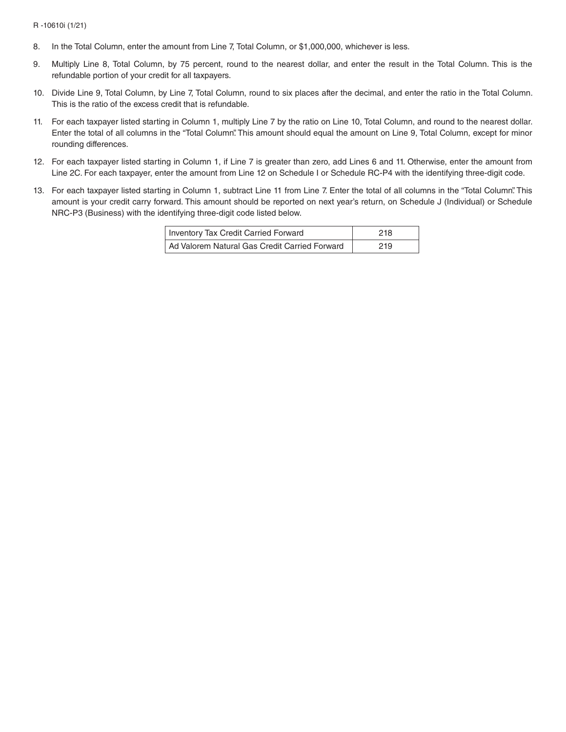8. In the Total Column, enter the amount from Line 7, Total Column, or $1,000,000, whichever is less.

9. Multiply Line 8, Total Column, by 75 percent, round to the nearest dollar, and enter the result in the Total Column. This is the refundable portion of your credit for all taxpayers.

10. Divide Line 9, Total Column, by Line 7, Total Column, round to six places after the decimal, and enter the ratio in the Total Column. This is the ratio of the excess credit that is refundable.

11. For each taxpayer listed starting in Column 1, multiply Line 7 by the ratio on Line 10, Total Column, and round to the nearest dollar. Enter the total of all columns in the "Total Column". This amount should equal the amount on Line 9, Total Column, except for minor rounding differences.

12. For each taxpayer listed starting in Column 1, if Line 7 is greater than zero, add Lines 6 and 11. Otherwise, enter the amount from Line 2C. For each taxpayer, enter the amount from Line 12 on Schedule I or Schedule RC-P4 with the identifying three-digit code.

13. For each taxpayer listed starting in Column 1, subtract Line 11 from Line 7. Enter the total of all columns in the "Total Column". This amount is your credit carry forward. This amount should be reported on next year's return, on Schedule J (Individual) or Schedule NRC-P3 (Business) with the identifying three-digit code listed below.

| | |
|---|---|
| Inventory Tax Credit Carried Forward | 218 |
| Ad Valorem Natural Gas Credit Carried Forward | 219 |